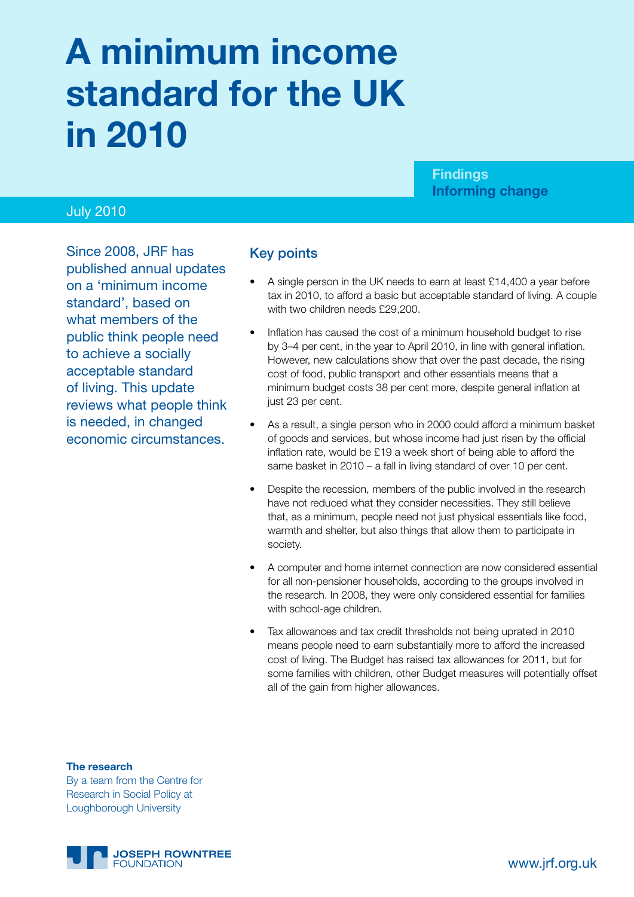# A minimum income standard for the UK in 2010

**Findings**
**Informing change**

July 2010

Since 2008, JRF has published annual updates on a 'minimum income standard', based on what members of the public think people need to achieve a socially acceptable standard of living. This update reviews what people think is needed, in changed economic circumstances.

## Key points

- A single person in the UK needs to earn at least £14,400 a year before tax in 2010, to afford a basic but acceptable standard of living. A couple with two children needs £29,200.
- Inflation has caused the cost of a minimum household budget to rise by 3–4 per cent, in the year to April 2010, in line with general inflation. However, new calculations show that over the past decade, the rising cost of food, public transport and other essentials means that a minimum budget costs 38 per cent more, despite general inflation at just 23 per cent.
- As a result, a single person who in 2000 could afford a minimum basket of goods and services, but whose income had just risen by the official inflation rate, would be £19 a week short of being able to afford the same basket in 2010 – a fall in living standard of over 10 per cent.
- Despite the recession, members of the public involved in the research have not reduced what they consider necessities. They still believe that, as a minimum, people need not just physical essentials like food, warmth and shelter, but also things that allow them to participate in society.
- A computer and home internet connection are now considered essential for all non-pensioner households, according to the groups involved in the research. In 2008, they were only considered essential for families with school-age children.
- Tax allowances and tax credit thresholds not being uprated in 2010 means people need to earn substantially more to afford the increased cost of living. The Budget has raised tax allowances for 2011, but for some families with children, other Budget measures will potentially offset all of the gain from higher allowances.

**The research**
By a team from the Centre for Research in Social Policy at Loughborough University

JOSEPH ROWNTREE FOUNDATION

www.jrf.org.uk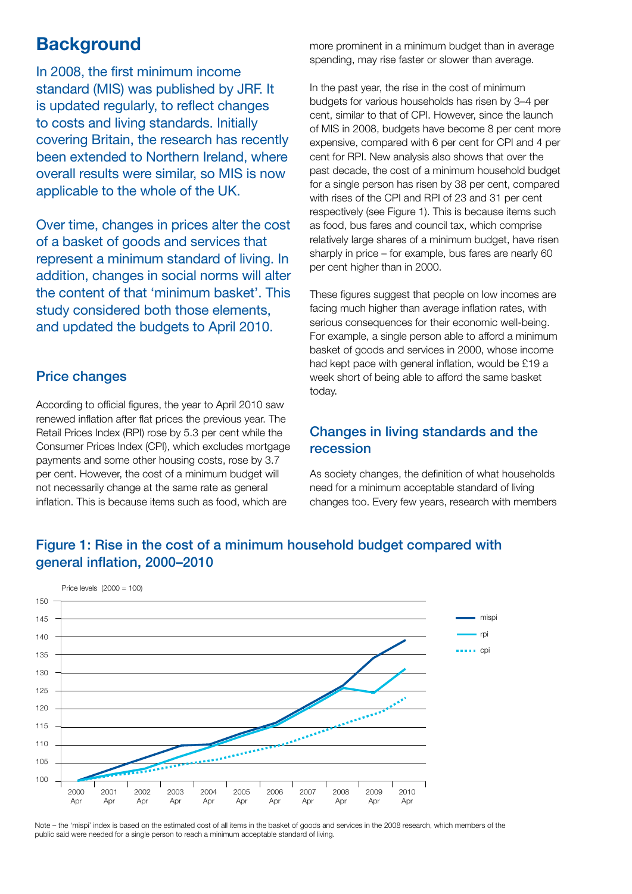## Background

In 2008, the first minimum income standard (MIS) was published by JRF. It is updated regularly, to reflect changes to costs and living standards. Initially covering Britain, the research has recently been extended to Northern Ireland, where overall results were similar, so MIS is now applicable to the whole of the UK.

Over time, changes in prices alter the cost of a basket of goods and services that represent a minimum standard of living. In addition, changes in social norms will alter the content of that 'minimum basket'. This study considered both those elements, and updated the budgets to April 2010.

### Price changes

According to official figures, the year to April 2010 saw renewed inflation after flat prices the previous year. The Retail Prices Index (RPI) rose by 5.3 per cent while the Consumer Prices Index (CPI), which excludes mortgage payments and some other housing costs, rose by 3.7 per cent. However, the cost of a minimum budget will not necessarily change at the same rate as general inflation. This is because items such as food, which are more prominent in a minimum budget than in average spending, may rise faster or slower than average.

In the past year, the rise in the cost of minimum budgets for various households has risen by 3–4 per cent, similar to that of CPI. However, since the launch of MIS in 2008, budgets have become 8 per cent more expensive, compared with 6 per cent for CPI and 4 per cent for RPI. New analysis also shows that over the past decade, the cost of a minimum household budget for a single person has risen by 38 per cent, compared with rises of the CPI and RPI of 23 and 31 per cent respectively (see Figure 1). This is because items such as food, bus fares and council tax, which comprise relatively large shares of a minimum budget, have risen sharply in price – for example, bus fares are nearly 60 per cent higher than in 2000.

These figures suggest that people on low incomes are facing much higher than average inflation rates, with serious consequences for their economic well-being. For example, a single person able to afford a minimum basket of goods and services in 2000, whose income had kept pace with general inflation, would be £19 a week short of being able to afford the same basket today.

### Changes in living standards and the recession

As society changes, the definition of what households need for a minimum acceptable standard of living changes too. Every few years, research with members

### Figure 1: Rise in the cost of a minimum household budget compared with general inflation, 2000–2010

Price levels (2000 = 100)

150, 145, 140, 135, 130, 125, 120, 115, 110, 105, 100

2000 Apr, 2001 Apr, 2002 Apr, 2003 Apr, 2004 Apr, 2005 Apr, 2006 Apr, 2007 Apr, 2008 Apr, 2009 Apr, 2010 Apr

mispi
rpi
cpi

Note – the 'mispi' index is based on the estimated cost of all items in the basket of goods and services in the 2008 research, which members of the public said were needed for a single person to reach a minimum acceptable standard of living.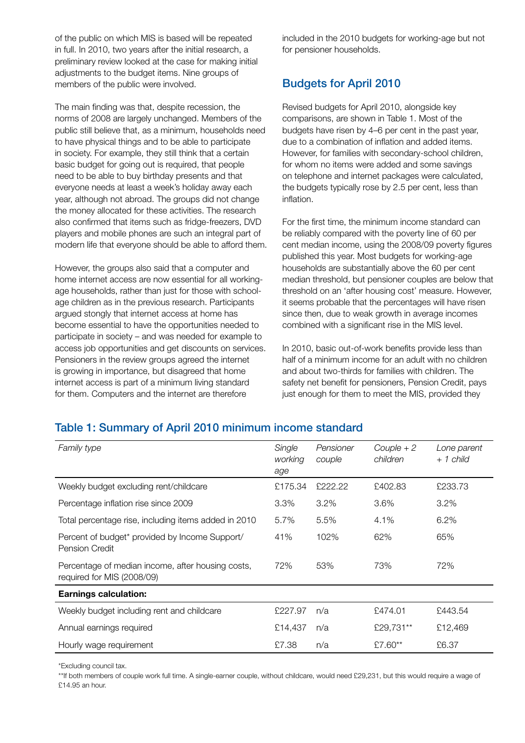of the public on which MIS is based will be repeated in full. In 2010, two years after the initial research, a preliminary review looked at the case for making initial adjustments to the budget items. Nine groups of members of the public were involved.

The main finding was that, despite recession, the norms of 2008 are largely unchanged. Members of the public still believe that, as a minimum, households need to have physical things and to be able to participate in society. For example, they still think that a certain basic budget for going out is required, that people need to be able to buy birthday presents and that everyone needs at least a week's holiday away each year, although not abroad. The groups did not change the money allocated for these activities. The research also confirmed that items such as fridge-freezers, DVD players and mobile phones are such an integral part of modern life that everyone should be able to afford them.

However, the groups also said that a computer and home internet access are now essential for all working-age households, rather than just for those with school-age children as in the previous research. Participants argued stongly that internet access at home has become essential to have the opportunities needed to participate in society – and was needed for example to access job opportunities and get discounts on services. Pensioners in the review groups agreed the internet is growing in importance, but disagreed that home internet access is part of a minimum living standard for them. Computers and the internet are therefore included in the 2010 budgets for working-age but not for pensioner households.

## Budgets for April 2010

Revised budgets for April 2010, alongside key comparisons, are shown in Table 1. Most of the budgets have risen by 4–6 per cent in the past year, due to a combination of inflation and added items. However, for families with secondary-school children, for whom no items were added and some savings on telephone and internet packages were calculated, the budgets typically rose by 2.5 per cent, less than inflation.

For the first time, the minimum income standard can be reliably compared with the poverty line of 60 per cent median income, using the 2008/09 poverty figures published this year. Most budgets for working-age households are substantially above the 60 per cent median threshold, but pensioner couples are below that threshold on an 'after housing cost' measure. However, it seems probable that the percentages will have risen since then, due to weak growth in average incomes combined with a significant rise in the MIS level.

In 2010, basic out-of-work benefits provide less than half of a minimum income for an adult with no children and about two-thirds for families with children. The safety net benefit for pensioners, Pension Credit, pays just enough for them to meet the MIS, provided they

## Table 1: Summary of April 2010 minimum income standard

| *Family type* | *Single working age* | *Pensioner couple* | *Couple + 2 children* | *Lone parent + 1 child* |
|---|---|---|---|---|
| Weekly budget excluding rent/childcare | £175.34 | £222.22 | £402.83 | £233.73 |
| Percentage inflation rise since 2009 | 3.3% | 3.2% | 3.6% | 3.2% |
| Total percentage rise, including items added in 2010 | 5.7% | 5.5% | 4.1% | 6.2% |
| Percent of budget* provided by Income Support/ Pension Credit | 41% | 102% | 62% | 65% |
| Percentage of median income, after housing costs, required for MIS (2008/09) | 72% | 53% | 73% | 72% |
| **Earnings calculation:** | | | | |
| Weekly budget including rent and childcare | £227.97 | n/a | £474.01 | £443.54 |
| Annual earnings required | £14,437 | n/a | £29,731** | £12,469 |
| Hourly wage requirement | £7.38 | n/a | £7.60** | £6.37 |

*Excluding council tax.

**If both members of couple work full time. A single-earner couple, without childcare, would need £29,231, but this would require a wage of £14.95 an hour.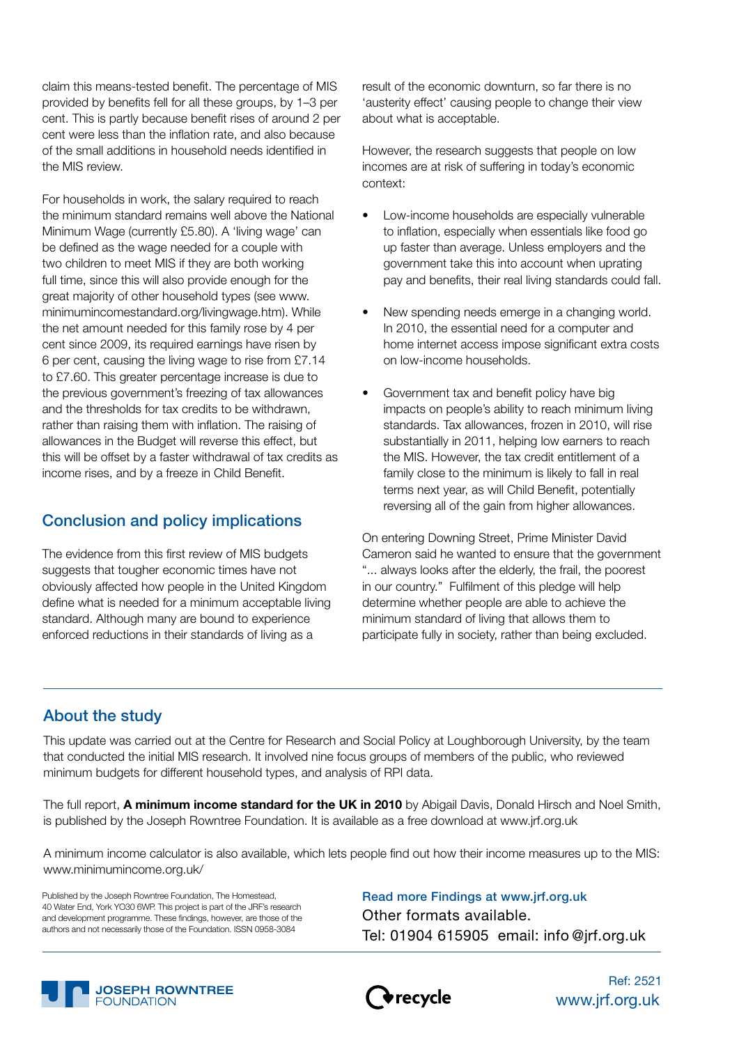claim this means-tested benefit. The percentage of MIS provided by benefits fell for all these groups, by 1–3 per cent. This is partly because benefit rises of around 2 per cent were less than the inflation rate, and also because of the small additions in household needs identified in the MIS review.

For households in work, the salary required to reach the minimum standard remains well above the National Minimum Wage (currently £5.80). A 'living wage' can be defined as the wage needed for a couple with two children to meet MIS if they are both working full time, since this will also provide enough for the great majority of other household types (see www.minimumincomestandard.org/livingwage.htm). While the net amount needed for this family rose by 4 per cent since 2009, its required earnings have risen by 6 per cent, causing the living wage to rise from £7.14 to £7.60. This greater percentage increase is due to the previous government's freezing of tax allowances and the thresholds for tax credits to be withdrawn, rather than raising them with inflation. The raising of allowances in the Budget will reverse this effect, but this will be offset by a faster withdrawal of tax credits as income rises, and by a freeze in Child Benefit.

## Conclusion and policy implications

The evidence from this first review of MIS budgets suggests that tougher economic times have not obviously affected how people in the United Kingdom define what is needed for a minimum acceptable living standard. Although many are bound to experience enforced reductions in their standards of living as a result of the economic downturn, so far there is no 'austerity effect' causing people to change their view about what is acceptable.

However, the research suggests that people on low incomes are at risk of suffering in today's economic context:

- Low-income households are especially vulnerable to inflation, especially when essentials like food go up faster than average. Unless employers and the government take this into account when uprating pay and benefits, their real living standards could fall.
- New spending needs emerge in a changing world. In 2010, the essential need for a computer and home internet access impose significant extra costs on low-income households.
- Government tax and benefit policy have big impacts on people's ability to reach minimum living standards. Tax allowances, frozen in 2010, will rise substantially in 2011, helping low earners to reach the MIS. However, the tax credit entitlement of a family close to the minimum is likely to fall in real terms next year, as will Child Benefit, potentially reversing all of the gain from higher allowances.

On entering Downing Street, Prime Minister David Cameron said he wanted to ensure that the government "... always looks after the elderly, the frail, the poorest in our country." Fulfilment of this pledge will help determine whether people are able to achieve the minimum standard of living that allows them to participate fully in society, rather than being excluded.

## About the study

This update was carried out at the Centre for Research and Social Policy at Loughborough University, by the team that conducted the initial MIS research. It involved nine focus groups of members of the public, who reviewed minimum budgets for different household types, and analysis of RPI data.

The full report, **A minimum income standard for the UK in 2010** by Abigail Davis, Donald Hirsch and Noel Smith, is published by the Joseph Rowntree Foundation. It is available as a free download at www.jrf.org.uk

A minimum income calculator is also available, which lets people find out how their income measures up to the MIS: www.minimumincome.org.uk/

Published by the Joseph Rowntree Foundation, The Homestead, 40 Water End, York YO30 6WP. This project is part of the JRF's research and development programme. These findings, however, are those of the authors and not necessarily those of the Foundation. ISSN 0958-3084

Read more Findings at www.jrf.org.uk
Other formats available.
Tel: 01904 615905 email: info@jrf.org.uk

JOSEPH ROWNTREE FOUNDATION

recycle

Ref: 2521
www.jrf.org.uk